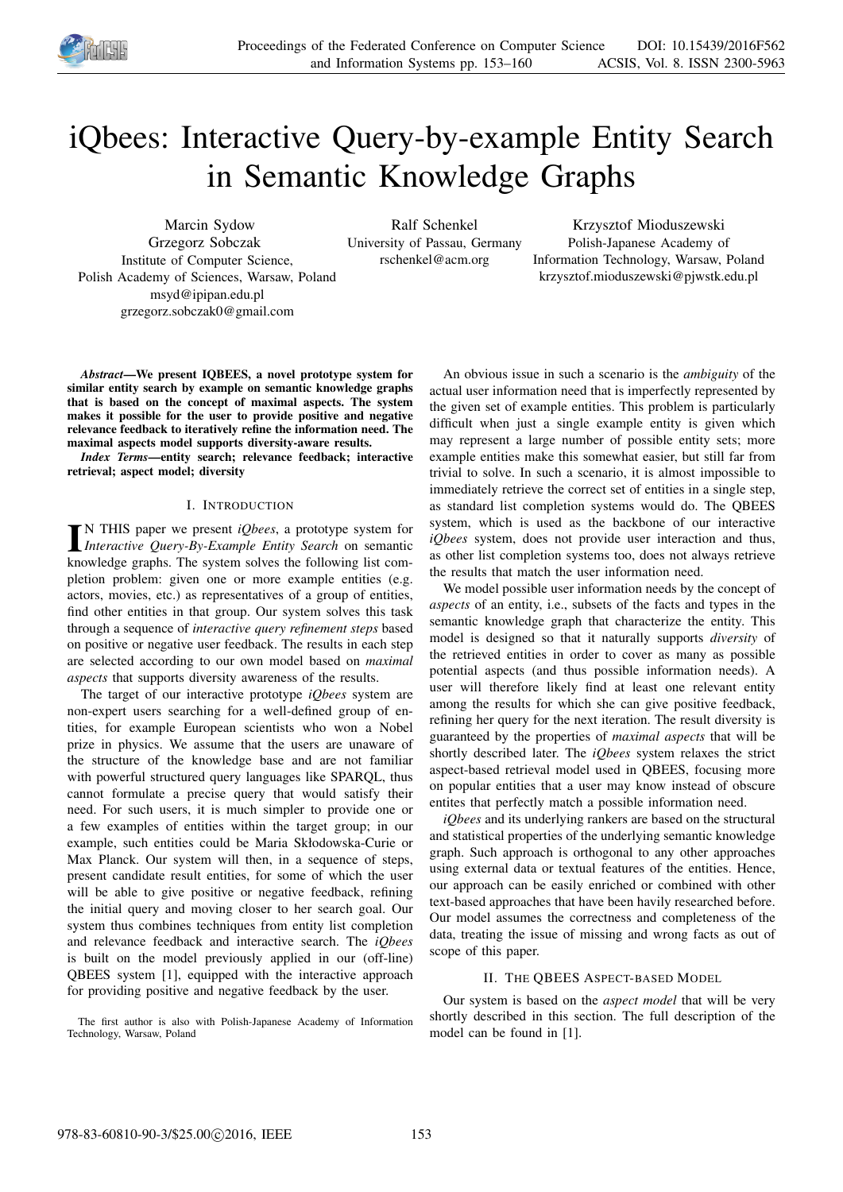# iQbees: Interactive Query-by-example Entity Search in Semantic Knowledge Graphs

Marcin Sydow
Grzegorz Sobczak
Institute of Computer Science,
Polish Academy of Sciences, Warsaw, Poland
msyd@ipipan.edu.pl
grzegorz.sobczak0@gmail.com

Ralf Schenkel
University of Passau, Germany
rschenkel@acm.org

Krzysztof Mioduszewski
Polish-Japanese Academy of Information Technology, Warsaw, Poland
krzysztof.mioduszewski@pjwstk.edu.pl

***Abstract*—We present IQBEES, a novel prototype system for similar entity search by example on semantic knowledge graphs that is based on the concept of maximal aspects. The system makes it possible for the user to provide positive and negative relevance feedback to iteratively refine the information need. The maximal aspects model supports diversity-aware results.**

***Index Terms*—entity search; relevance feedback; interactive retrieval; aspect model; diversity**

## I. Introduction

In this paper we present *iQbees*, a prototype system for *Interactive Query-By-Example Entity Search* on semantic knowledge graphs. The system solves the following list completion problem: given one or more example entities (e.g. actors, movies, etc.) as representatives of a group of entities, find other entities in that group. Our system solves this task through a sequence of *interactive query refinement steps* based on positive or negative user feedback. The results in each step are selected according to our own model based on *maximal aspects* that supports diversity awareness of the results.

The target of our interactive prototype *iQbees* system are non-expert users searching for a well-defined group of entities, for example European scientists who won a Nobel prize in physics. We assume that the users are unaware of the structure of the knowledge base and are not familiar with powerful structured query languages like SPARQL, thus cannot formulate a precise query that would satisfy their need. For such users, it is much simpler to provide one or a few examples of entities within the target group; in our example, such entities could be Maria Skłodowska-Curie or Max Planck. Our system will then, in a sequence of steps, present candidate result entities, for some of which the user will be able to give positive or negative feedback, refining the initial query and moving closer to her search goal. Our system thus combines techniques from entity list completion and relevance feedback and interactive search. The *iQbees* is built on the model previously applied in our (off-line) QBEES system [1], equipped with the interactive approach for providing positive and negative feedback by the user.

The first author is also with Polish-Japanese Academy of Information Technology, Warsaw, Poland

An obvious issue in such a scenario is the *ambiguity* of the actual user information need that is imperfectly represented by the given set of example entities. This problem is particularly difficult when just a single example entity is given which may represent a large number of possible entity sets; more example entities make this somewhat easier, but still far from trivial to solve. In such a scenario, it is almost impossible to immediately retrieve the correct set of entities in a single step, as standard list completion systems would do. The QBEES system, which is used as the backbone of our interactive *iQbees* system, does not provide user interaction and thus, as other list completion systems too, does not always retrieve the results that match the user information need.

We model possible user information needs by the concept of *aspects* of an entity, i.e., subsets of the facts and types in the semantic knowledge graph that characterize the entity. This model is designed so that it naturally supports *diversity* of the retrieved entities in order to cover as many as possible potential aspects (and thus possible information needs). A user will therefore likely find at least one relevant entity among the results for which she can give positive feedback, refining her query for the next iteration. The result diversity is guaranteed by the properties of *maximal aspects* that will be shortly described later. The *iQbees* system relaxes the strict aspect-based retrieval model used in QBEES, focusing more on popular entities that a user may know instead of obscure entites that perfectly match a possible information need.

*iQbees* and its underlying rankers are based on the structural and statistical properties of the underlying semantic knowledge graph. Such approach is orthogonal to any other approaches using external data or textual features of the entities. Hence, our approach can be easily enriched or combined with other text-based approaches that have been havily researched before. Our model assumes the correctness and completeness of the data, treating the issue of missing and wrong facts as out of scope of this paper.

## II. The QBEES Aspect-based Model

Our system is based on the *aspect model* that will be very shortly described in this section. The full description of the model can be found in [1].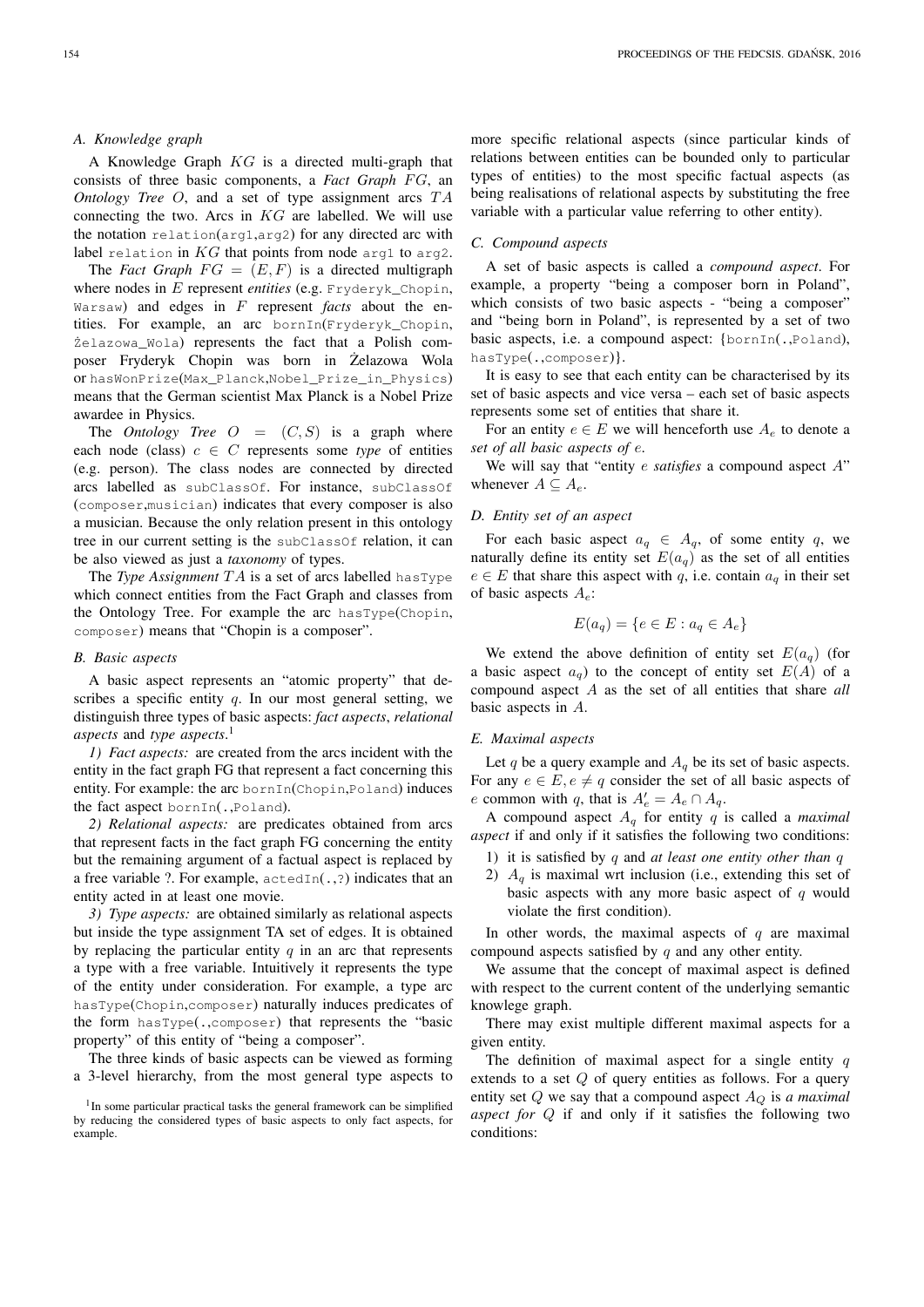### A. Knowledge graph

A Knowledge Graph $KG$ is a directed multi-graph that consists of three basic components, a ***Fact Graph*** $FG$, an ***Ontology Tree*** $O$, and a set of type assignment arcs $TA$ connecting the two. Arcs in $KG$ are labelled. We will use the notation `relation(arg1,arg2)` for any directed arc with label `relation` in $KG$ that points from node `arg1` to `arg2`.

The ***Fact Graph*** $FG = (E, F)$ is a directed multigraph where nodes in $E$ represent ***entities*** (e.g. `Fryderyk_Chopin`, `Warsaw`) and edges in $F$ represent ***facts*** about the entities. For example, an arc `bornIn(Fryderyk_Chopin, Żelazowa_Wola)` represents the fact that a Polish composer Fryderyk Chopin was born in Żelazowa Wola or `hasWonPrize(Max_Planck,Nobel_Prize_in_Physics)` means that the German scientist Max Planck is a Nobel Prize awardee in Physics.

The ***Ontology Tree*** $O = (C, S)$ is a graph where each node (class) $c \in C$ represents some *type* of entities (e.g. person). The class nodes are connected by directed arcs labelled as `subClassOf`. For instance, `subClassOf (composer,musician)` indicates that every composer is also a musician. Because the only relation present in this ontology tree in our current setting is the `subClassOf` relation, it can be also viewed as just a *taxonomy* of types.

The ***Type Assignment*** $TA$ is a set of arcs labelled `hasType` which connect entities from the Fact Graph and classes from the Ontology Tree. For example the arc `hasType(Chopin, composer)` means that "Chopin is a composer".

### B. Basic aspects

A basic aspect represents an "atomic property" that describes a specific entity $q$. In our most general setting, we distinguish three types of basic aspects: *fact aspects*, *relational aspects* and *type aspects*.[1]

*1) Fact aspects:* are created from the arcs incident with the entity in the fact graph FG that represent a fact concerning this entity. For example: the arc `bornIn(Chopin,Poland)` induces the fact aspect `bornIn(.,Poland)`.

*2) Relational aspects:* are predicates obtained from arcs that represent facts in the fact graph FG concerning the entity but the remaining argument of a factual aspect is replaced by a free variable ?. For example, `actedIn(.,?)` indicates that an entity acted in at least one movie.

*3) Type aspects:* are obtained similarly as relational aspects but inside the type assignment TA set of edges. It is obtained by replacing the particular entity $q$ in an arc that represents a type with a free variable. Intuitively it represents the type of the entity under consideration. For example, a type arc `hasType(Chopin,composer)` naturally induces predicates of the form `hasType(.,composer)` that represents the "basic property" of this entity of "being a composer".

The three kinds of basic aspects can be viewed as forming a 3-level hierarchy, from the most general type aspects to more specific relational aspects (since particular kinds of relations between entities can be bounded only to particular types of entities) to the most specific factual aspects (as being realisations of relational aspects by substituting the free variable with a particular value referring to other entity).

[1] In some particular practical tasks the general framework can be simplified by reducing the considered types of basic aspects to only fact aspects, for example.

### C. Compound aspects

A set of basic aspects is called a *compound aspect*. For example, a property "being a composer born in Poland", which consists of two basic aspects - "being a composer" and "being born in Poland", is represented by a set of two basic aspects, i.e. a compound aspect: {`bornIn(.,Poland)`, `hasType(.,composer)`}.

It is easy to see that each entity can be characterised by its set of basic aspects and vice versa – each set of basic aspects represents some set of entities that share it.

For an entity $e \in E$ we will henceforth use $A_e$ to denote a *set of all basic aspects of* $e$.

We will say that "entity $e$ *satisfies* a compound aspect $A$" whenever $A \subseteq A_e$.

### D. Entity set of an aspect

For each basic aspect $a_q \in A_q$, of some entity $q$, we naturally define its entity set $E(a_q)$ as the set of all entities $e \in E$ that share this aspect with $q$, i.e. contain $a_q$ in their set of basic aspects $A_e$:

$$E(a_q) = \{e \in E : a_q \in A_e\}$$

We extend the above definition of entity set $E(a_q)$ (for a basic aspect $a_q$) to the concept of entity set $E(A)$ of a compound aspect $A$ as the set of all entities that share *all* basic aspects in $A$.

### E. Maximal aspects

Let $q$ be a query example and $A_q$ be its set of basic aspects. For any $e \in E, e \neq q$ consider the set of all basic aspects of $e$ common with $q$, that is $A'_e = A_e \cap A_q$.

A compound aspect $A_q$ for entity $q$ is called a *maximal aspect* if and only if it satisfies the following two conditions:

1) it is satisfied by $q$ and *at least one entity other than* $q$
2) $A_q$ is maximal wrt inclusion (i.e., extending this set of basic aspects with any more basic aspect of $q$ would violate the first condition).

In other words, the maximal aspects of $q$ are maximal compound aspects satisfied by $q$ and any other entity.

We assume that the concept of maximal aspect is defined with respect to the current content of the underlying semantic knowlege graph.

There may exist multiple different maximal aspects for a given entity.

The definition of maximal aspect for a single entity $q$ extends to a set $Q$ of query entities as follows. For a query entity set $Q$ we say that a compound aspect $A_Q$ is *a maximal aspect for* $Q$ if and only if it satisfies the following two conditions: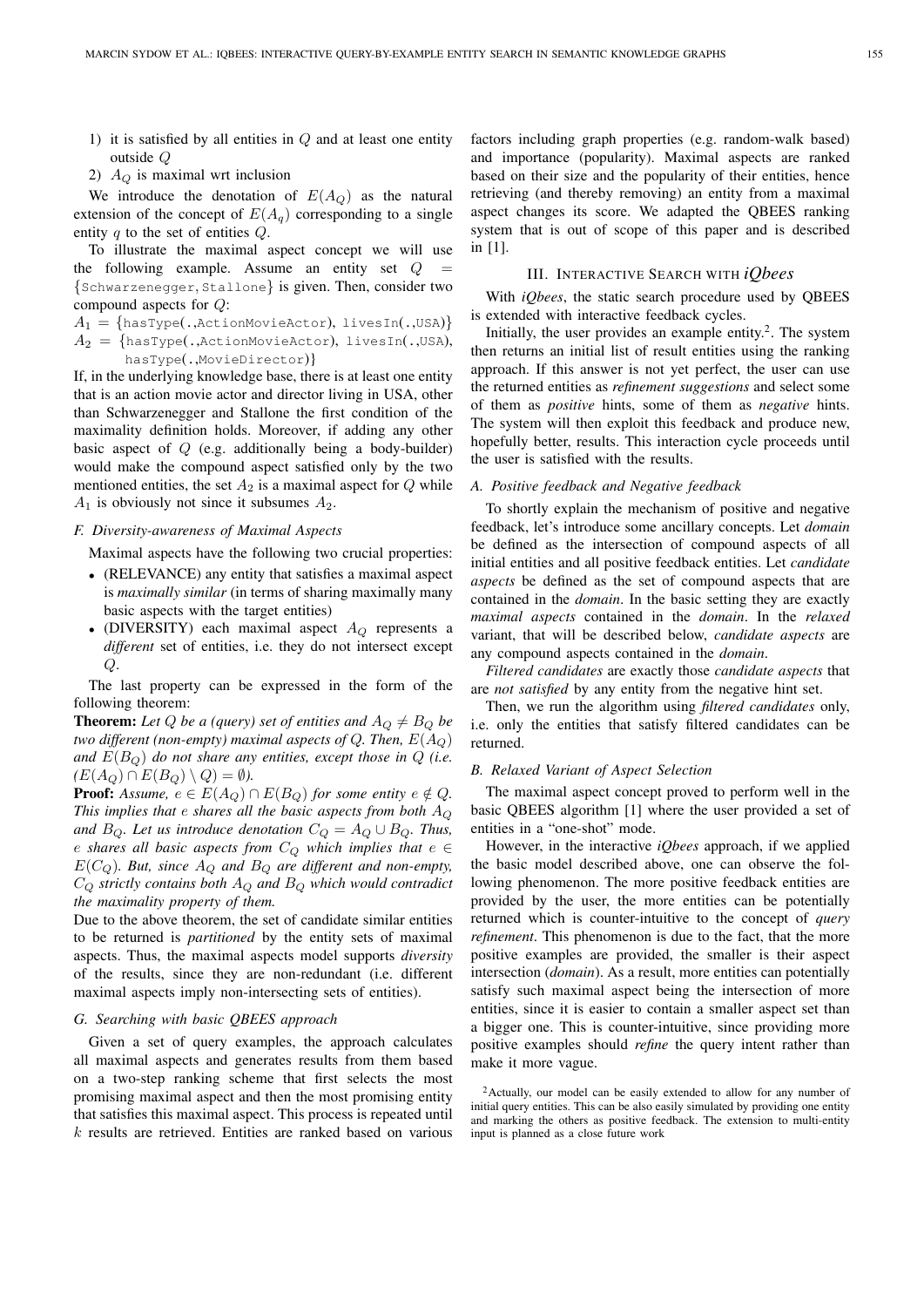1) it is satisfied by all entities in $Q$ and at least one entity outside $Q$
2) $A_Q$ is maximal wrt inclusion

We introduce the denotation of $E(A_Q)$ as the natural extension of the concept of $E(A_q)$ corresponding to a single entity $q$ to the set of entities $Q$.

To illustrate the maximal aspect concept we will use the following example. Assume an entity set $Q = \{$`Schwarzenegger`, `Stallone`$\}$ is given. Then, consider two compound aspects for $Q$:

$A_1 = \{$`hasType(.,ActionMovieActor)`, `livesIn(.,USA)`$\}$
$A_2 = \{$`hasType(.,ActionMovieActor)`, `livesIn(.,USA)`, `hasType(.,MovieDirector)`$\}$

If, in the underlying knowledge base, there is at least one entity that is an action movie actor and director living in USA, other than Schwarzenegger and Stallone the first condition of the maximality definition holds. Moreover, if adding any other basic aspect of $Q$ (e.g. additionally being a body-builder) would make the compound aspect satisfied only by the two mentioned entities, the set $A_2$ is a maximal aspect for $Q$ while $A_1$ is obviously not since it subsumes $A_2$.

### F. Diversity-awareness of Maximal Aspects

Maximal aspects have the following two crucial properties:

- (RELEVANCE) any entity that satisfies a maximal aspect is *maximally similar* (in terms of sharing maximally many basic aspects with the target entities)
- (DIVERSITY) each maximal aspect $A_Q$ represents a *different* set of entities, i.e. they do not intersect except $Q$.

The last property can be expressed in the form of the following theorem:

**Theorem:** *Let $Q$ be a (query) set of entities and $A_Q \neq B_Q$ be two different (non-empty) maximal aspects of $Q$. Then, $E(A_Q)$ and $E(B_Q)$ do not share any entities, except those in $Q$ (i.e. $(E(A_Q) \cap E(B_Q) \setminus Q) = \emptyset$).*

**Proof:** *Assume, $e \in E(A_Q) \cap E(B_Q)$ for some entity $e \notin Q$. This implies that $e$ shares all the basic aspects from both $A_Q$ and $B_Q$. Let us introduce denotation $C_Q = A_Q \cup B_Q$. Thus, $e$ shares all basic aspects from $C_Q$ which implies that $e \in E(C_Q)$. But, since $A_Q$ and $B_Q$ are different and non-empty, $C_Q$ strictly contains both $A_Q$ and $B_Q$ which would contradict the maximality property of them.*

Due to the above theorem, the set of candidate similar entities to be returned is *partitioned* by the entity sets of maximal aspects. Thus, the maximal aspects model supports *diversity* of the results, since they are non-redundant (i.e. different maximal aspects imply non-intersecting sets of entities).

### G. Searching with basic QBEES approach

Given a set of query examples, the approach calculates all maximal aspects and generates results from them based on a two-step ranking scheme that first selects the most promising maximal aspect and then the most promising entity that satisfies this maximal aspect. This process is repeated until $k$ results are retrieved. Entities are ranked based on various factors including graph properties (e.g. random-walk based) and importance (popularity). Maximal aspects are ranked based on their size and the popularity of their entities, hence retrieving (and thereby removing) an entity from a maximal aspect changes its score. We adapted the QBEES ranking system that is out of scope of this paper and is described in [1].

## III. Interactive Search with *iQbees*

With *iQbees*, the static search procedure used by QBEES is extended with interactive feedback cycles.

Initially, the user provides an example entity.[2]. The system then returns an initial list of result entities using the ranking approach. If this answer is not yet perfect, the user can use the returned entities as *refinement suggestions* and select some of them as *positive* hints, some of them as *negative* hints. The system will then exploit this feedback and produce new, hopefully better, results. This interaction cycle proceeds until the user is satisfied with the results.

### A. Positive feedback and Negative feedback

To shortly explain the mechanism of positive and negative feedback, let's introduce some ancillary concepts. Let *domain* be defined as the intersection of compound aspects of all initial entities and all positive feedback entities. Let *candidate aspects* be defined as the set of compound aspects that are contained in the *domain*. In the basic setting they are exactly *maximal aspects* contained in the *domain*. In the *relaxed* variant, that will be described below, *candidate aspects* are any compound aspects contained in the *domain*.

*Filtered candidates* are exactly those *candidate aspects* that are *not satisfied* by any entity from the negative hint set.

Then, we run the algorithm using *filtered candidates* only, i.e. only the entities that satisfy filtered candidates can be returned.

### B. Relaxed Variant of Aspect Selection

The maximal aspect concept proved to perform well in the basic QBEES algorithm [1] where the user provided a set of entities in a "one-shot" mode.

However, in the interactive *iQbees* approach, if we applied the basic model described above, one can observe the following phenomenon. The more positive feedback entities are provided by the user, the more entities can be potentially returned which is counter-intuitive to the concept of *query refinement*. This phenomenon is due to the fact, that the more positive examples are provided, the smaller is their aspect intersection (*domain*). As a result, more entities can potentially satisfy such maximal aspect being the intersection of more entities, since it is easier to contain a smaller aspect set than a bigger one. This is counter-intuitive, since providing more positive examples should *refine* the query intent rather than make it more vague.

[2] Actually, our model can be easily extended to allow for any number of initial query entities. This can be also easily simulated by providing one entity and marking the others as positive feedback. The extension to multi-entity input is planned as a close future work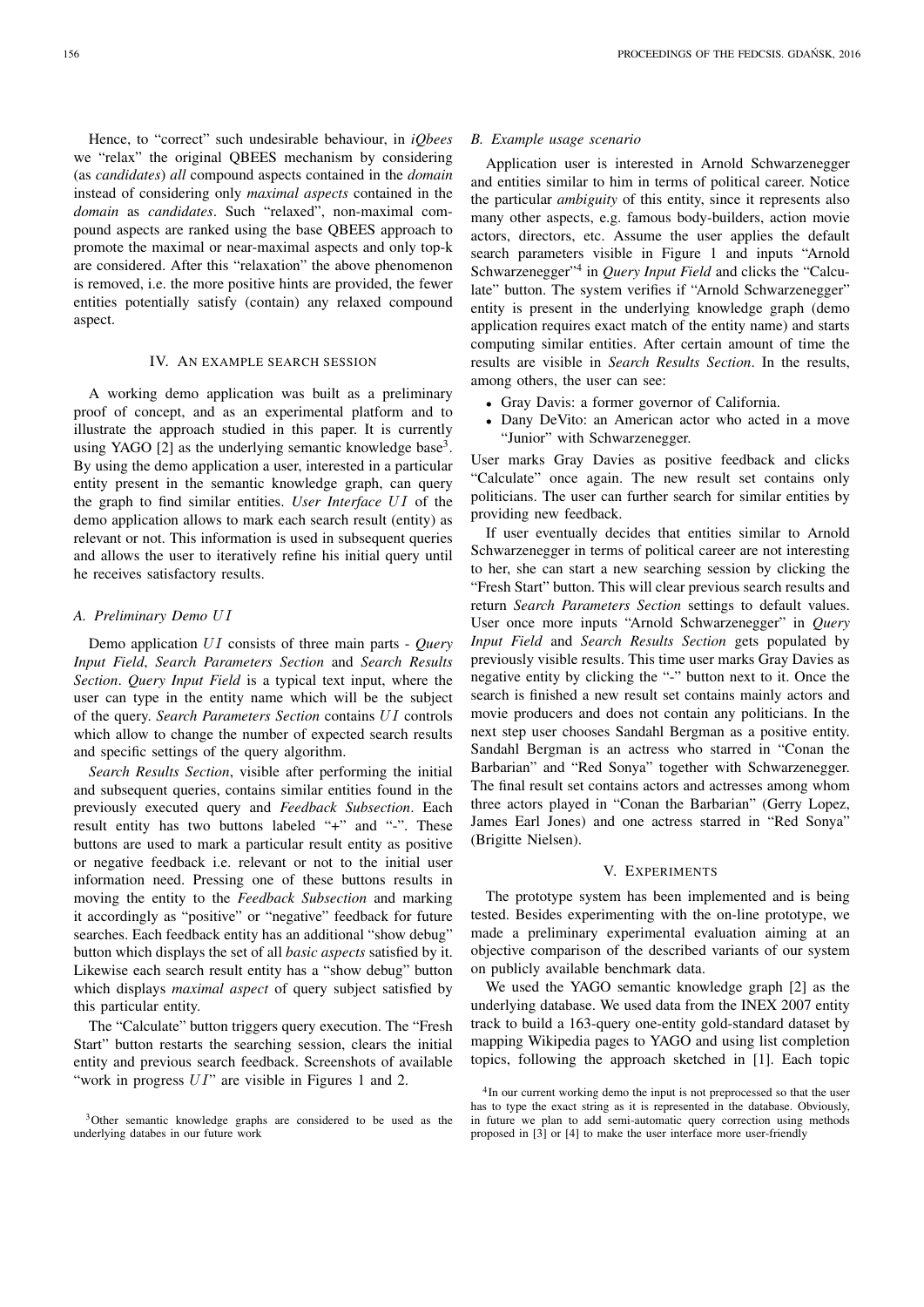Hence, to "correct" such undesirable behaviour, in *iQbees* we "relax" the original QBEES mechanism by considering (as *candidates*) *all* compound aspects contained in the *domain* instead of considering only *maximal aspects* contained in the *domain* as *candidates*. Such "relaxed", non-maximal compound aspects are ranked using the base QBEES approach to promote the maximal or near-maximal aspects and only top-k are considered. After this "relaxation" the above phenomenon is removed, i.e. the more positive hints are provided, the fewer entities potentially satisfy (contain) any relaxed compound aspect.

## IV. An example search session

A working demo application was built as a preliminary proof of concept, and as an experimental platform and to illustrate the approach studied in this paper. It is currently using YAGO [2] as the underlying semantic knowledge base[3]. By using the demo application a user, interested in a particular entity present in the semantic knowledge graph, can query the graph to find similar entities. *User Interface* $UI$ of the demo application allows to mark each search result (entity) as relevant or not. This information is used in subsequent queries and allows the user to iteratively refine his initial query until he receives satisfactory results.

### A. Preliminary Demo $UI$

Demo application $UI$ consists of three main parts - *Query Input Field*, *Search Parameters Section* and *Search Results Section*. *Query Input Field* is a typical text input, where the user can type in the entity name which will be the subject of the query. *Search Parameters Section* contains $UI$ controls which allow to change the number of expected search results and specific settings of the query algorithm.

*Search Results Section*, visible after performing the initial and subsequent queries, contains similar entities found in the previously executed query and *Feedback Subsection*. Each result entity has two buttons labeled "+" and "-". These buttons are used to mark a particular result entity as positive or negative feedback i.e. relevant or not to the initial user information need. Pressing one of these buttons results in moving the entity to the *Feedback Subsection* and marking it accordingly as "positive" or "negative" feedback for future searches. Each feedback entity has an additional "show debug" button which displays the set of all *basic aspects* satisfied by it. Likewise each search result entity has a "show debug" button which displays *maximal aspect* of query subject satisfied by this particular entity.

The "Calculate" button triggers query execution. The "Fresh Start" button restarts the searching session, clears the initial entity and previous search feedback. Screenshots of available "work in progress $UI$" are visible in Figures 1 and 2.

[3]Other semantic knowledge graphs are considered to be used as the underlying databes in our future work

### B. Example usage scenario

Application user is interested in Arnold Schwarzenegger and entities similar to him in terms of political career. Notice the particular *ambiguity* of this entity, since it represents also many other aspects, e.g. famous body-builders, action movie actors, directors, etc. Assume the user applies the default search parameters visible in Figure 1 and inputs "Arnold Schwarzenegger"[4] in *Query Input Field* and clicks the "Calculate" button. The system verifies if "Arnold Schwarzenegger" entity is present in the underlying knowledge graph (demo application requires exact match of the entity name) and starts computing similar entities. After certain amount of time the results are visible in *Search Results Section*. In the results, among others, the user can see:

- Gray Davis: a former governor of California.
- Dany DeVito: an American actor who acted in a move "Junior" with Schwarzenegger.

User marks Gray Davies as positive feedback and clicks "Calculate" once again. The new result set contains only politicians. The user can further search for similar entities by providing new feedback.

If user eventually decides that entities similar to Arnold Schwarzenegger in terms of political career are not interesting to her, she can start a new searching session by clicking the "Fresh Start" button. This will clear previous search results and return *Search Parameters Section* settings to default values. User once more inputs "Arnold Schwarzenegger" in *Query Input Field* and *Search Results Section* gets populated by previously visible results. This time user marks Gray Davies as negative entity by clicking the "-" button next to it. Once the search is finished a new result set contains mainly actors and movie producers and does not contain any politicians. In the next step user chooses Sandahl Bergman as a positive entity. Sandahl Bergman is an actress who starred in "Conan the Barbarian" and "Red Sonya" together with Schwarzenegger. The final result set contains actors and actresses among whom three actors played in "Conan the Barbarian" (Gerry Lopez, James Earl Jones) and one actress starred in "Red Sonya" (Brigitte Nielsen).

## V. Experiments

The prototype system has been implemented and is being tested. Besides experimenting with the on-line prototype, we made a preliminary experimental evaluation aiming at an objective comparison of the described variants of our system on publicly available benchmark data.

We used the YAGO semantic knowledge graph [2] as the underlying database. We used data from the INEX 2007 entity track to build a 163-query one-entity gold-standard dataset by mapping Wikipedia pages to YAGO and using list completion topics, following the approach sketched in [1]. Each topic

[4]In our current working demo the input is not preprocessed so that the user has to type the exact string as it is represented in the database. Obviously, in future we plan to add semi-automatic query correction using methods proposed in [3] or [4] to make the user interface more user-friendly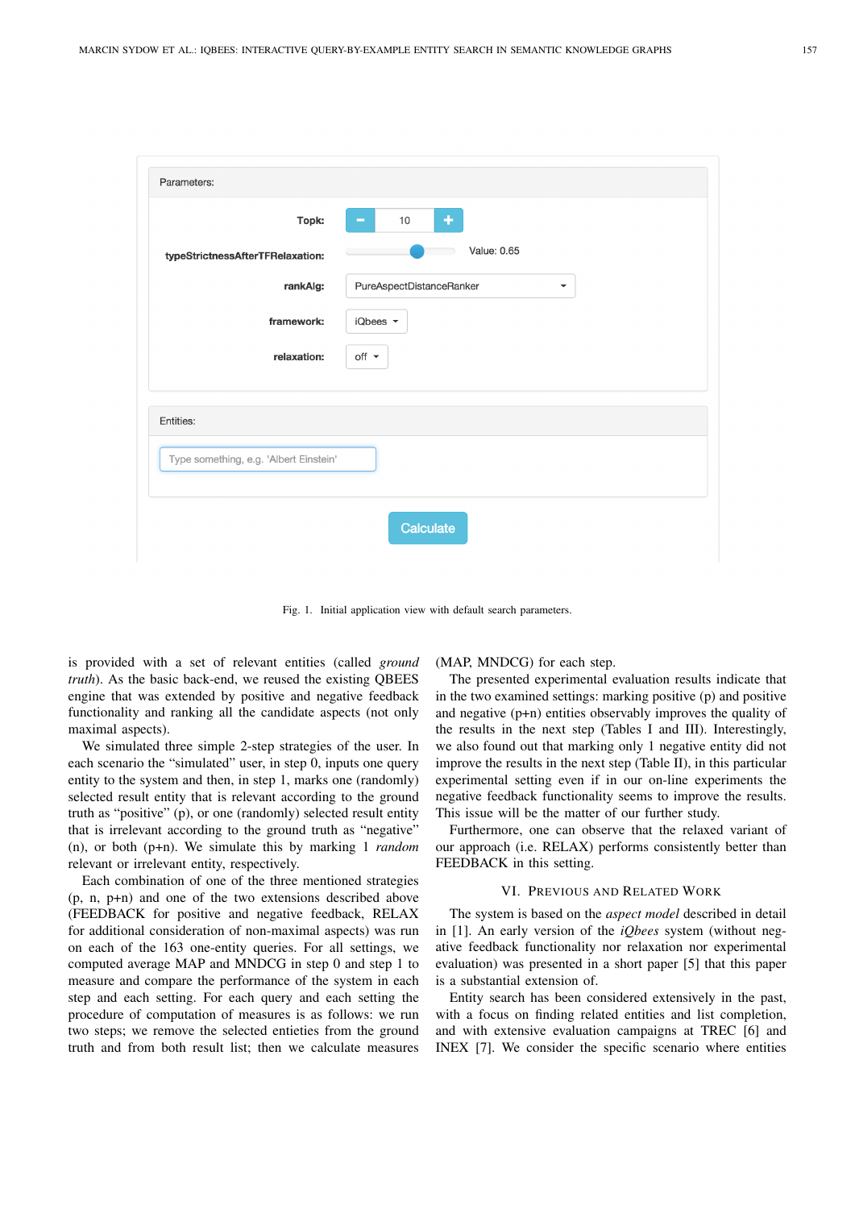Fig. 1. Initial application view with default search parameters.

is provided with a set of relevant entities (called *ground truth*). As the basic back-end, we reused the existing QBEES engine that was extended by positive and negative feedback functionality and ranking all the candidate aspects (not only maximal aspects).

We simulated three simple 2-step strategies of the user. In each scenario the "simulated" user, in step 0, inputs one query entity to the system and then, in step 1, marks one (randomly) selected result entity that is relevant according to the ground truth as "positive" (p), or one (randomly) selected result entity that is irrelevant according to the ground truth as "negative" (n), or both (p+n). We simulate this by marking 1 *random* relevant or irrelevant entity, respectively.

Each combination of one of the three mentioned strategies (p, n, p+n) and one of the two extensions described above (FEEDBACK for positive and negative feedback, RELAX for additional consideration of non-maximal aspects) was run on each of the 163 one-entity queries. For all settings, we computed average MAP and MNDCG in step 0 and step 1 to measure and compare the performance of the system in each step and each setting. For each query and each setting the procedure of computation of measures is as follows: we run two steps; we remove the selected entities from the ground truth and from both result list; then we calculate measures (MAP, MNDCG) for each step.

The presented experimental evaluation results indicate that in the two examined settings: marking positive (p) and positive and negative (p+n) entities observably improves the quality of the results in the next step (Tables I and III). Interestingly, we also found out that marking only 1 negative entity did not improve the results in the next step (Table II), in this particular experimental setting even if in our on-line experiments the negative feedback functionality seems to improve the results. This issue will be the matter of our further study.

Furthermore, one can observe that the relaxed variant of our approach (i.e. RELAX) performs consistently better than FEEDBACK in this setting.

## VI. Previous and Related Work

The system is based on the *aspect model* described in detail in [1]. An early version of the *iQbees* system (without negative feedback functionality nor relaxation nor experimental evaluation) was presented in a short paper [5] that this paper is a substantial extension of.

Entity search has been considered extensively in the past, with a focus on finding related entities and list completion, and with extensive evaluation campaigns at TREC [6] and INEX [7]. We consider the specific scenario where entities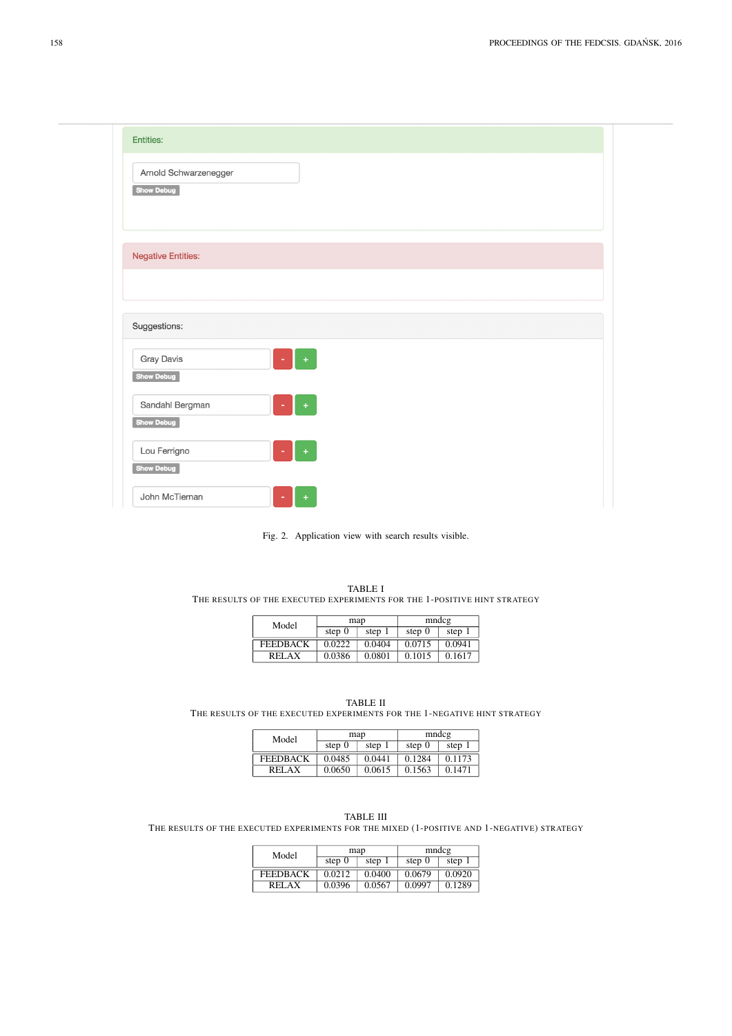Entities:

Arnold Schwarzenegger

Show Debug

Negative Entities:

Suggestions:

Gray Davis

Show Debug

Sandahl Bergman

Show Debug

Lou Ferrigno

Show Debug

John McTiernan

Fig. 2. Application view with search results visible.

TABLE I
THE RESULTS OF THE EXECUTED EXPERIMENTS FOR THE 1-POSITIVE HINT STRATEGY

| Model | map | | mndcg | |
|---|---|---|---|---|
| | step 0 | step 1 | step 0 | step 1 |
| FEEDBACK | 0.0222 | 0.0404 | 0.0715 | 0.0941 |
| RELAX | 0.0386 | 0.0801 | 0.1015 | 0.1617 |

TABLE II
THE RESULTS OF THE EXECUTED EXPERIMENTS FOR THE 1-NEGATIVE HINT STRATEGY

| Model | map | | mndcg | |
|---|---|---|---|---|
| | step 0 | step 1 | step 0 | step 1 |
| FEEDBACK | 0.0485 | 0.0441 | 0.1284 | 0.1173 |
| RELAX | 0.0650 | 0.0615 | 0.1563 | 0.1471 |

TABLE III
THE RESULTS OF THE EXECUTED EXPERIMENTS FOR THE MIXED (1-POSITIVE AND 1-NEGATIVE) STRATEGY

| Model | map | | mndcg | |
|---|---|---|---|---|
| | step 0 | step 1 | step 0 | step 1 |
| FEEDBACK | 0.0212 | 0.0400 | 0.0679 | 0.0920 |
| RELAX | 0.0396 | 0.0567 | 0.0997 | 0.1289 |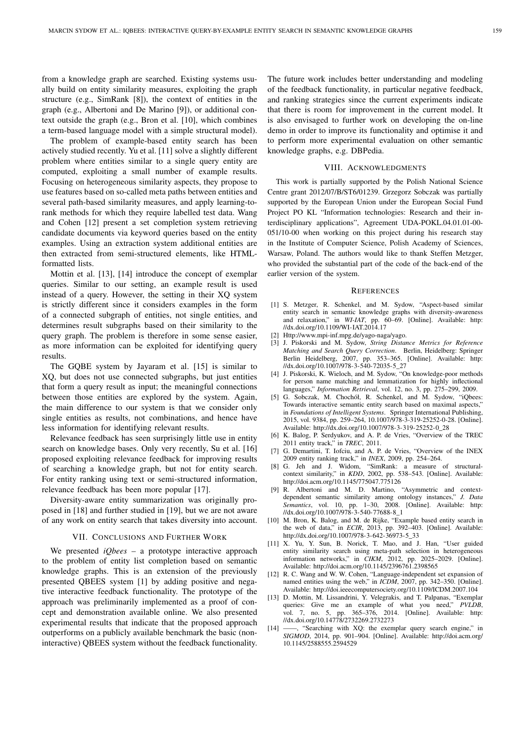from a knowledge graph are searched. Existing systems usually build on entity similarity measures, exploiting the graph structure (e.g., SimRank [8]), the context of entities in the graph (e.g., Albertoni and De Marino [9]), or additional context outside the graph (e.g., Bron et al. [10], which combines a term-based language model with a simple structural model).

The problem of example-based entity search has been actively studied recently. Yu et al. [11] solve a slightly different problem where entities similar to a single query entity are computed, exploiting a small number of example results. Focusing on heterogeneous similarity aspects, they propose to use features based on so-called meta paths between entities and several path-based similarity measures, and apply learning-to-rank methods for which they require labelled test data. Wang and Cohen [12] present a set completion system retrieving candidate documents via keyword queries based on the entity examples. Using an extraction system additional entities are then extracted from semi-structured elements, like HTML-formatted lists.

Mottin et al. [13], [14] introduce the concept of exemplar queries. Similar to our setting, an example result is used instead of a query. However, the setting in their XQ system is strictly different since it considers examples in the form of a connected subgraph of entities, not single entities, and determines result subgraphs based on their similarity to the query graph. The problem is therefore in some sense easier, as more information can be exploited for identifying query results.

The GQBE system by Jayaram et al. [15] is similar to XQ, but does not use connected subgraphs, but just entities that form a query result as input; the meaningful connections between those entities are explored by the system. Again, the main difference to our system is that we consider only single entities as results, not combinations, and hence have less information for identifying relevant results.

Relevance feedback has seen surprisingly little use in entity search on knowledge bases. Only very recently, Su et al. [16] proposed exploiting relevance feedback for improving results of searching a knowledge graph, but not for entity search. For entity ranking using text or semi-structured information, relevance feedback has been more popular [17].

Diversity-aware entity summarization was originally proposed in [18] and further studied in [19], but we are not aware of any work on entity search that takes diversity into account.

## VII. Conclusions and Further Work

We presented *iQbees* – a prototype interactive approach to the problem of entity list completion based on semantic knowledge graphs. This is an extension of the previously presented QBEES system [1] by adding positive and negative interactive feedback functionality. The prototype of the approach was preliminarily implemented as a proof of concept and demonstration available online. We also presented experimental results that indicate that the proposed approach outperforms on a publicly available benchmark the basic (non-interactive) QBEES system without the feedback functionality. The future work includes better understanding and modeling of the feedback functionality, in particular negative feedback, and ranking strategies since the current experiments indicate that there is room for improvement in the current model. It is also envisaged to further work on developing the on-line demo in order to improve its functionality and optimise it and to perform more experimental evaluation on other semantic knowledge graphs, e.g. DBPedia.

## VIII. Acknowledgments

This work is partially supported by the Polish National Science Centre grant 2012/07/B/ST6/01239. Grzegorz Sobczak was partially supported by the European Union under the European Social Fund Project PO KL "Information technologies: Research and their interdisciplinary applications", Agreement UDA-POKL.04.01.01-00-051/10-00 when working on this project during his research stay in the Institute of Computer Science, Polish Academy of Sciences, Warsaw, Poland. The authors would like to thank Steffen Metzger, who provided the substantial part of the code of the back-end of the earlier version of the system.

## References

[1] S. Metzger, R. Schenkel, and M. Sydow, "Aspect-based similar entity search in semantic knowledge graphs with diversity-awareness and relaxation," in *WI-IAT*, pp. 60–69. [Online]. Available: http://dx.doi.org/10.1109/WI-IAT.2014.17

[2] Http://www.mpi-inf.mpg.de/yago-naga/yago.

[3] J. Piskorski and M. Sydow, *String Distance Metrics for Reference Matching and Search Query Correction*. Berlin, Heidelberg: Springer Berlin Heidelberg, 2007, pp. 353–365. [Online]. Available: http://dx.doi.org/10.1007/978-3-540-72035-5_27

[4] J. Piskorski, K. Wieloch, and M. Sydow, "On knowledge-poor methods for person name matching and lemmatization for highly inflectional languages," *Information Retrieval*, vol. 12, no. 3, pp. 275–299, 2009.

[5] G. Sobczak, M. Chochół, R. Schenkel, and M. Sydow, "iQbees: Towards interactive semantic entity search based on maximal aspects," in *Foundations of Intelligent Systems*. Springer International Publishing, 2015, vol. 9384, pp. 259–264, 10.1007/978-3-319-25252-0-28. [Online]. Available: http://dx.doi.org/10.1007/978-3-319-25252-0_28

[6] K. Balog, P. Serdyukov, and A. P. de Vries, "Overview of the TREC 2011 entity track," in *TREC*, 2011.

[7] G. Demartini, T. Iofciu, and A. P. de Vries, "Overview of the INEX 2009 entity ranking track," in *INEX*, 2009, pp. 254–264.

[8] G. Jeh and J. Widom, "SimRank: a measure of structural-context similarity," in *KDD*, 2002, pp. 538–543. [Online]. Available: http://doi.acm.org/10.1145/775047.775126

[9] R. Albertoni and M. D. Martino, "Asymmetric and context-dependent semantic similarity among ontology instances," *J. Data Semantics*, vol. 10, pp. 1–30, 2008. [Online]. Available: http://dx.doi.org/10.1007/978-3-540-77688-8_1

[10] M. Bron, K. Balog, and M. de Rijke, "Example based entity search in the web of data," in *ECIR*, 2013, pp. 392–403. [Online]. Available: http://dx.doi.org/10.1007/978-3-642-36973-5_33

[11] X. Yu, Y. Sun, B. Norick, T. Mao, and J. Han, "User guided entity similarity search using meta-path selection in heterogeneous information networks," in *CIKM*, 2012, pp. 2025–2029. [Online]. Available: http://doi.acm.org/10.1145/2396761.2398565

[12] R. C. Wang and W. W. Cohen, "Language-independent set expansion of named entities using the web," in *ICDM*, 2007, pp. 342–350. [Online]. Available: http://doi.ieeecomputersociety.org/10.1109/ICDM.2007.104

[13] D. Mottin, M. Lissandrini, Y. Velegrakis, and T. Palpanas, "Exemplar queries: Give me an example of what you need," *PVLDB*, vol. 7, no. 5, pp. 365–376, 2014. [Online]. Available: http://dx.doi.org/10.14778/2732269.2732273

[14] ——, "Searching with XQ: the exemplar query search engine," in *SIGMOD*, 2014, pp. 901–904. [Online]. Available: http://doi.acm.org/10.1145/2588555.2594529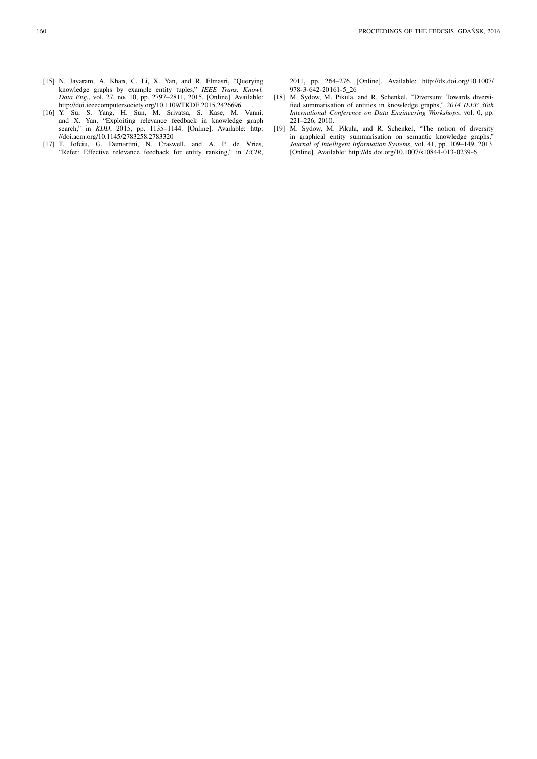[15] N. Jayaram, A. Khan, C. Li, X. Yan, and R. Elmasri, "Querying knowledge graphs by example entity tuples," *IEEE Trans. Knowl. Data Eng.*, vol. 27, no. 10, pp. 2797–2811, 2015. [Online]. Available: http://doi.ieeecomputersociety.org/10.1109/TKDE.2015.2426696

[16] Y. Su, S. Yang, H. Sun, M. Srivatsa, S. Kase, M. Vanni, and X. Yan, "Exploiting relevance feedback in knowledge graph search," in *KDD*, 2015, pp. 1135–1144. [Online]. Available: http://doi.acm.org/10.1145/2783258.2783320

[17] T. Iofciu, G. Demartini, N. Craswell, and A. P. de Vries, "Refer: Effective relevance feedback for entity ranking," in *ECIR*, 2011, pp. 264–276. [Online]. Available: http://dx.doi.org/10.1007/978-3-642-20161-5_26

[18] M. Sydow, M. Pikula, and R. Schenkel, "Diversum: Towards diversified summarisation of entities in knowledge graphs," *2014 IEEE 30th International Conference on Data Engineering Workshops*, vol. 0, pp. 221–226, 2010.

[19] M. Sydow, M. Pikuła, and R. Schenkel, "The notion of diversity in graphical entity summarisation on semantic knowledge graphs," *Journal of Intelligent Information Systems*, vol. 41, pp. 109–149, 2013. [Online]. Available: http://dx.doi.org/10.1007/s10844-013-0239-6